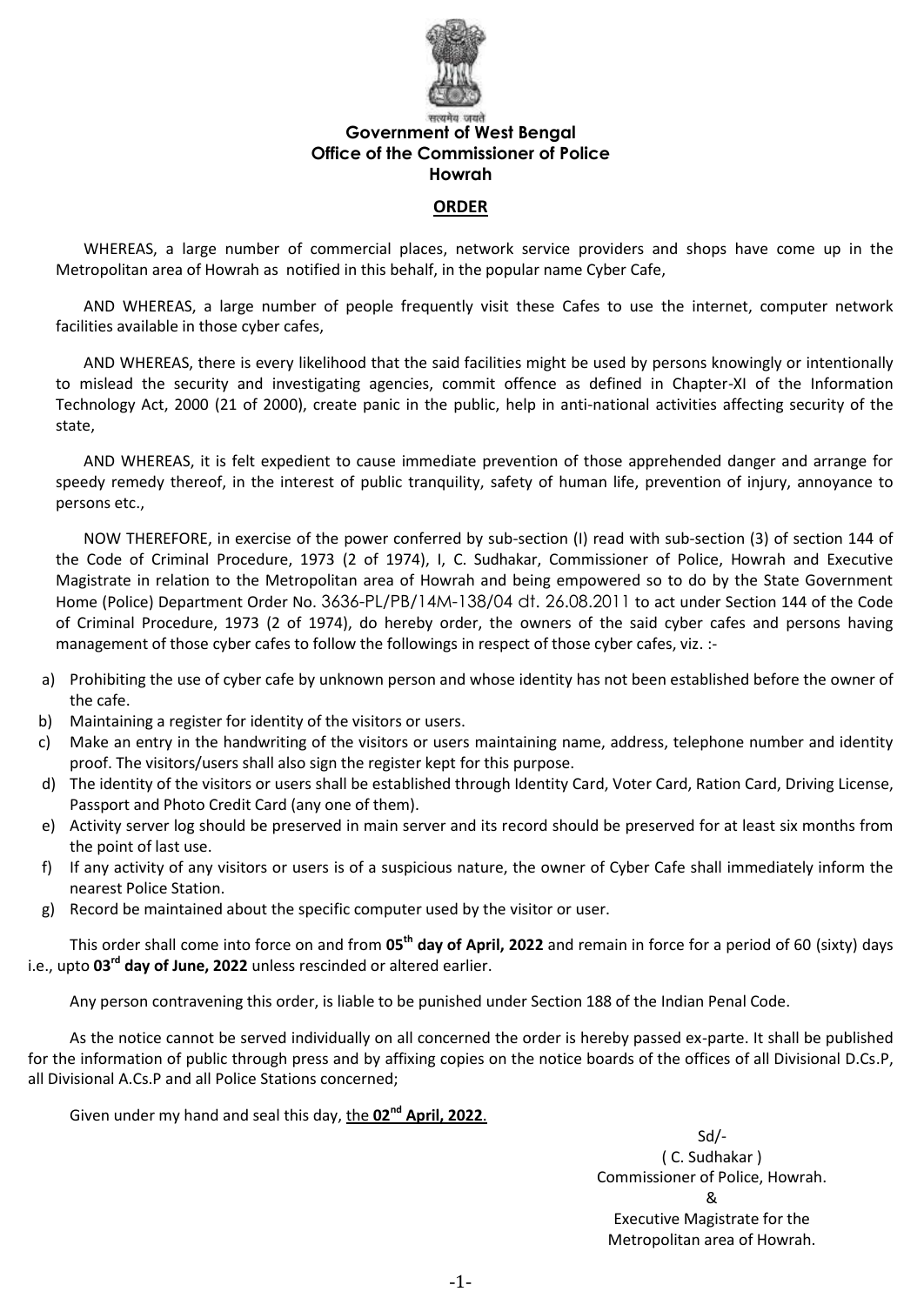सत्यमेव जयते

**Government of West Bengal**
**Office of the Commissioner of Police**
**Howrah**

## ORDER

WHEREAS, a large number of commercial places, network service providers and shops have come up in the Metropolitan area of Howrah as notified in this behalf, in the popular name Cyber Cafe,

AND WHEREAS, a large number of people frequently visit these Cafes to use the internet, computer network facilities available in those cyber cafes,

AND WHEREAS, there is every likelihood that the said facilities might be used by persons knowingly or intentionally to mislead the security and investigating agencies, commit offence as defined in Chapter-XI of the Information Technology Act, 2000 (21 of 2000), create panic in the public, help in anti-national activities affecting security of the state,

AND WHEREAS, it is felt expedient to cause immediate prevention of those apprehended danger and arrange for speedy remedy thereof, in the interest of public tranquility, safety of human life, prevention of injury, annoyance to persons etc.,

NOW THEREFORE, in exercise of the power conferred by sub-section (I) read with sub-section (3) of section 144 of the Code of Criminal Procedure, 1973 (2 of 1974), I, C. Sudhakar, Commissioner of Police, Howrah and Executive Magistrate in relation to the Metropolitan area of Howrah and being empowered so to do by the State Government Home (Police) Department Order No. 3636-PL/PB/14M-138/04 dt. 26.08.2011 to act under Section 144 of the Code of Criminal Procedure, 1973 (2 of 1974), do hereby order, the owners of the said cyber cafes and persons having management of those cyber cafes to follow the followings in respect of those cyber cafes, viz. :-

a) Prohibiting the use of cyber cafe by unknown person and whose identity has not been established before the owner of the cafe.
b) Maintaining a register for identity of the visitors or users.
c) Make an entry in the handwriting of the visitors or users maintaining name, address, telephone number and identity proof. The visitors/users shall also sign the register kept for this purpose.
d) The identity of the visitors or users shall be established through Identity Card, Voter Card, Ration Card, Driving License, Passport and Photo Credit Card (any one of them).
e) Activity server log should be preserved in main server and its record should be preserved for at least six months from the point of last use.
f) If any activity of any visitors or users is of a suspicious nature, the owner of Cyber Cafe shall immediately inform the nearest Police Station.
g) Record be maintained about the specific computer used by the visitor or user.

This order shall come into force on and from **05th day of April, 2022** and remain in force for a period of 60 (sixty) days i.e., upto **03rd day of June, 2022** unless rescinded or altered earlier.

Any person contravening this order, is liable to be punished under Section 188 of the Indian Penal Code.

As the notice cannot be served individually on all concerned the order is hereby passed ex-parte. It shall be published for the information of public through press and by affixing copies on the notice boards of the offices of all Divisional D.Cs.P, all Divisional A.Cs.P and all Police Stations concerned;

Given under my hand and seal this day, the **02nd April, 2022**.

Sd/-
( C. Sudhakar )
Commissioner of Police, Howrah.
&
Executive Magistrate for the
Metropolitan area of Howrah.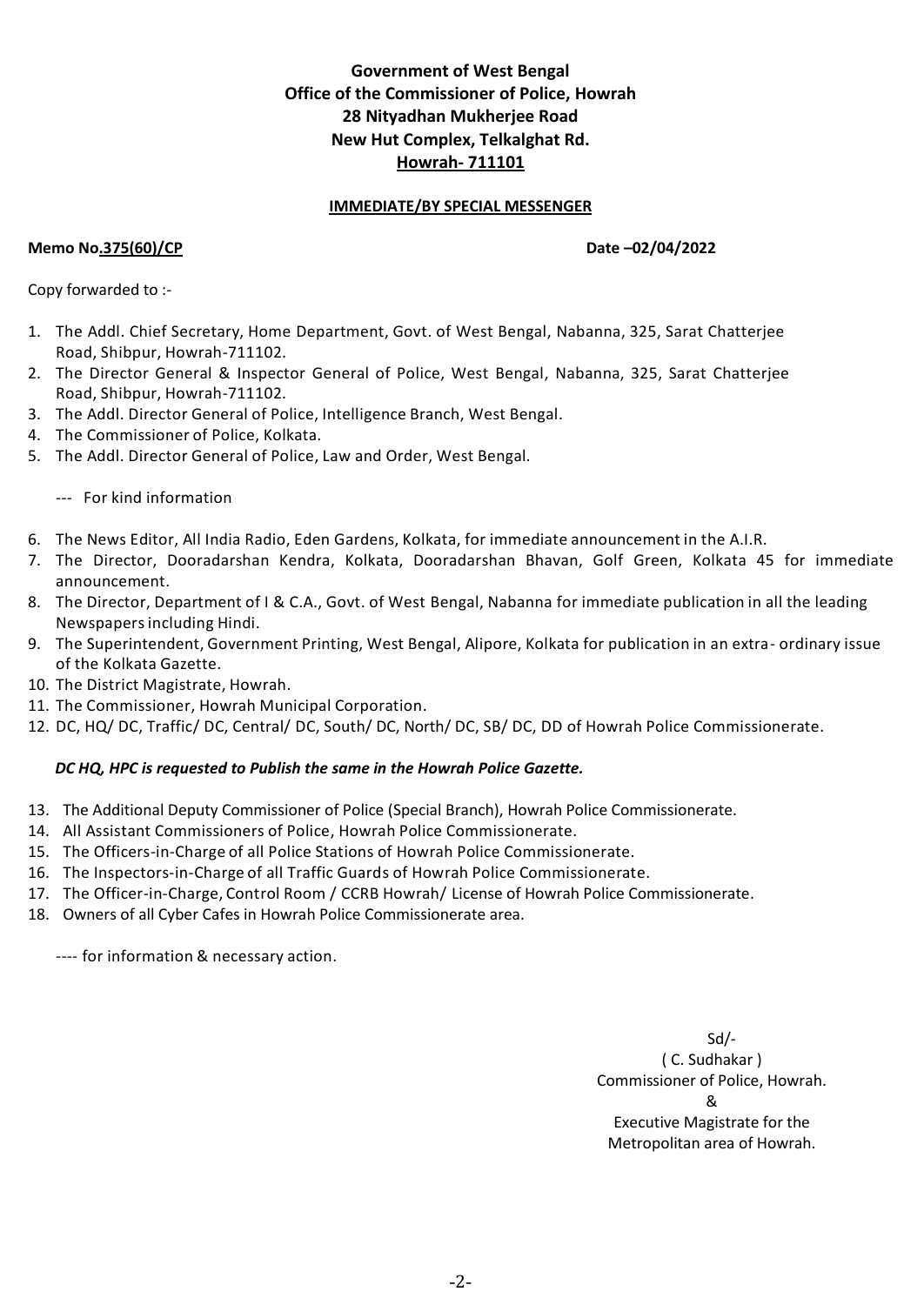**Government of West Bengal**
**Office of the Commissioner of Police, Howrah**
**28 Nityadhan Mukherjee Road**
**New Hut Complex, Telkalghat Rd.**
**Howrah- 711101**

**IMMEDIATE/BY SPECIAL MESSENGER**

**Memo No.375(60)/CP** **Date –02/04/2022**

Copy forwarded to :-

1. The Addl. Chief Secretary, Home Department, Govt. of West Bengal, Nabanna, 325, Sarat Chatterjee Road, Shibpur, Howrah-711102.
2. The Director General & Inspector General of Police, West Bengal, Nabanna, 325, Sarat Chatterjee Road, Shibpur, Howrah-711102.
3. The Addl. Director General of Police, Intelligence Branch, West Bengal.
4. The Commissioner of Police, Kolkata.
5. The Addl. Director General of Police, Law and Order, West Bengal.

--- For kind information

6. The News Editor, All India Radio, Eden Gardens, Kolkata, for immediate announcement in the A.I.R.
7. The Director, Dooradarshan Kendra, Kolkata, Dooradarshan Bhavan, Golf Green, Kolkata 45 for immediate announcement.
8. The Director, Department of I & C.A., Govt. of West Bengal, Nabanna for immediate publication in all the leading Newspapers including Hindi.
9. The Superintendent, Government Printing, West Bengal, Alipore, Kolkata for publication in an extra- ordinary issue of the Kolkata Gazette.
10. The District Magistrate, Howrah.
11. The Commissioner, Howrah Municipal Corporation.
12. DC, HQ/ DC, Traffic/ DC, Central/ DC, South/ DC, North/ DC, SB/ DC, DD of Howrah Police Commissionerate.

*DC HQ, HPC is requested to Publish the same in the Howrah Police Gazette.*

13. The Additional Deputy Commissioner of Police (Special Branch), Howrah Police Commissionerate.
14. All Assistant Commissioners of Police, Howrah Police Commissionerate.
15. The Officers-in-Charge of all Police Stations of Howrah Police Commissionerate.
16. The Inspectors-in-Charge of all Traffic Guards of Howrah Police Commissionerate.
17. The Officer-in-Charge, Control Room / CCRB Howrah/ License of Howrah Police Commissionerate.
18. Owners of all Cyber Cafes in Howrah Police Commissionerate area.

---- for information & necessary action.

Sd/-
( C. Sudhakar )
Commissioner of Police, Howrah.
&
Executive Magistrate for the
Metropolitan area of Howrah.